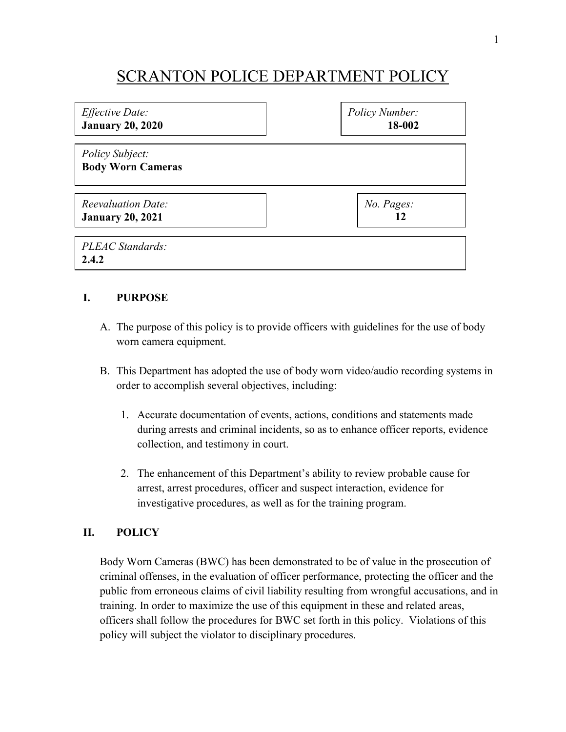# SCRANTON POLICE DEPARTMENT POLICY

| | |
|---|---|
| *Effective Date:* **January 20, 2020** | *Policy Number:* **18-002** |
| *Policy Subject:* **Body Worn Cameras** | |
| *Reevaluation Date:* **January 20, 2021** | *No. Pages:* **12** |
| *PLEAC Standards:* **2.4.2** | |

## I. PURPOSE

A. The purpose of this policy is to provide officers with guidelines for the use of body worn camera equipment.

B. This Department has adopted the use of body worn video/audio recording systems in order to accomplish several objectives, including:

1. Accurate documentation of events, actions, conditions and statements made during arrests and criminal incidents, so as to enhance officer reports, evidence collection, and testimony in court.

2. The enhancement of this Department's ability to review probable cause for arrest, arrest procedures, officer and suspect interaction, evidence for investigative procedures, as well as for the training program.

## II. POLICY

Body Worn Cameras (BWC) has been demonstrated to be of value in the prosecution of criminal offenses, in the evaluation of officer performance, protecting the officer and the public from erroneous claims of civil liability resulting from wrongful accusations, and in training. In order to maximize the use of this equipment in these and related areas, officers shall follow the procedures for BWC set forth in this policy. Violations of this policy will subject the violator to disciplinary procedures.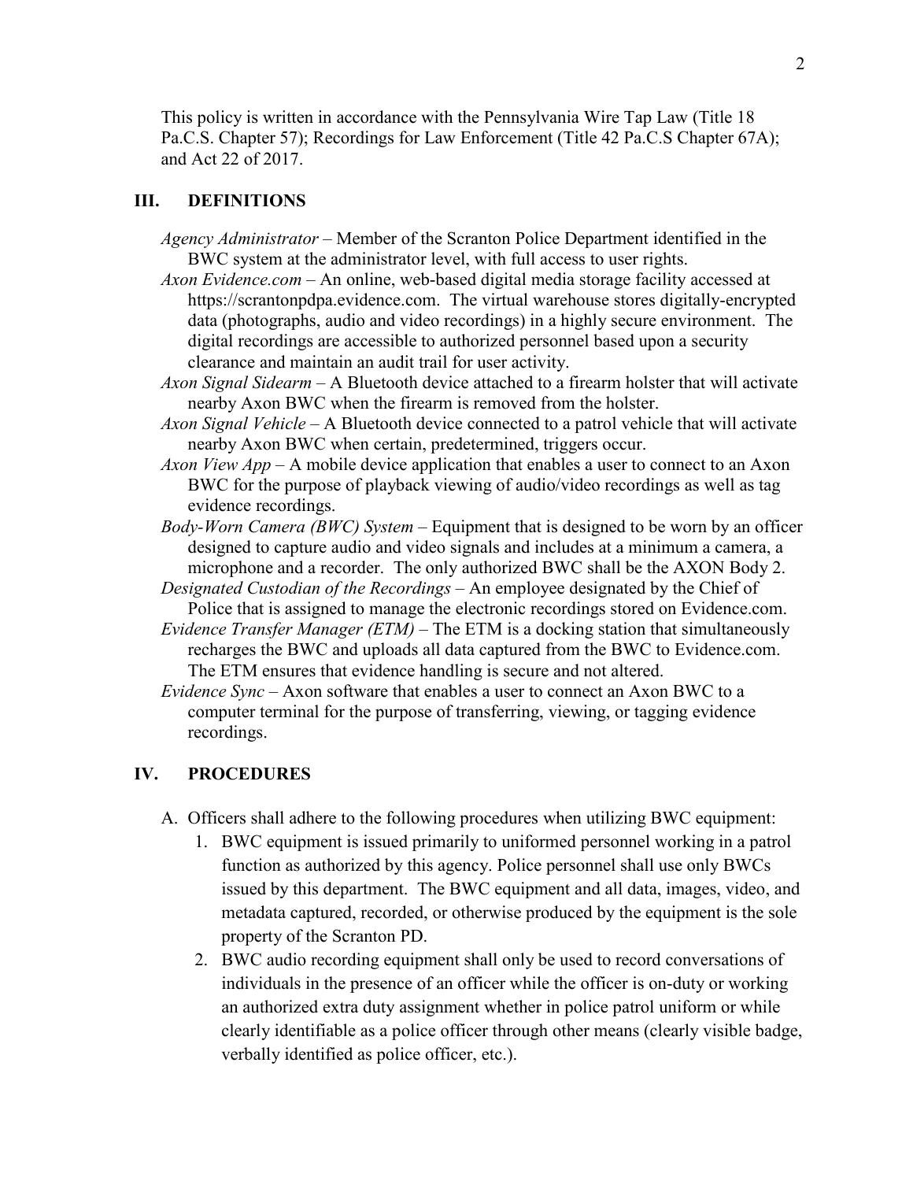This policy is written in accordance with the Pennsylvania Wire Tap Law (Title 18 Pa.C.S. Chapter 57); Recordings for Law Enforcement (Title 42 Pa.C.S Chapter 67A); and Act 22 of 2017.

## III. DEFINITIONS

*Agency Administrator* – Member of the Scranton Police Department identified in the BWC system at the administrator level, with full access to user rights.

*Axon Evidence.com* – An online, web-based digital media storage facility accessed at https://scrantonpdpa.evidence.com. The virtual warehouse stores digitally-encrypted data (photographs, audio and video recordings) in a highly secure environment. The digital recordings are accessible to authorized personnel based upon a security clearance and maintain an audit trail for user activity.

*Axon Signal Sidearm* – A Bluetooth device attached to a firearm holster that will activate nearby Axon BWC when the firearm is removed from the holster.

*Axon Signal Vehicle* – A Bluetooth device connected to a patrol vehicle that will activate nearby Axon BWC when certain, predetermined, triggers occur.

*Axon View App* – A mobile device application that enables a user to connect to an Axon BWC for the purpose of playback viewing of audio/video recordings as well as tag evidence recordings.

*Body-Worn Camera (BWC) System* – Equipment that is designed to be worn by an officer designed to capture audio and video signals and includes at a minimum a camera, a microphone and a recorder. The only authorized BWC shall be the AXON Body 2.

*Designated Custodian of the Recordings* – An employee designated by the Chief of Police that is assigned to manage the electronic recordings stored on Evidence.com.

*Evidence Transfer Manager (ETM)* – The ETM is a docking station that simultaneously recharges the BWC and uploads all data captured from the BWC to Evidence.com. The ETM ensures that evidence handling is secure and not altered.

*Evidence Sync* – Axon software that enables a user to connect an Axon BWC to a computer terminal for the purpose of transferring, viewing, or tagging evidence recordings.

## IV. PROCEDURES

A. Officers shall adhere to the following procedures when utilizing BWC equipment:

1. BWC equipment is issued primarily to uniformed personnel working in a patrol function as authorized by this agency. Police personnel shall use only BWCs issued by this department. The BWC equipment and all data, images, video, and metadata captured, recorded, or otherwise produced by the equipment is the sole property of the Scranton PD.
2. BWC audio recording equipment shall only be used to record conversations of individuals in the presence of an officer while the officer is on-duty or working an authorized extra duty assignment whether in police patrol uniform or while clearly identifiable as a police officer through other means (clearly visible badge, verbally identified as police officer, etc.).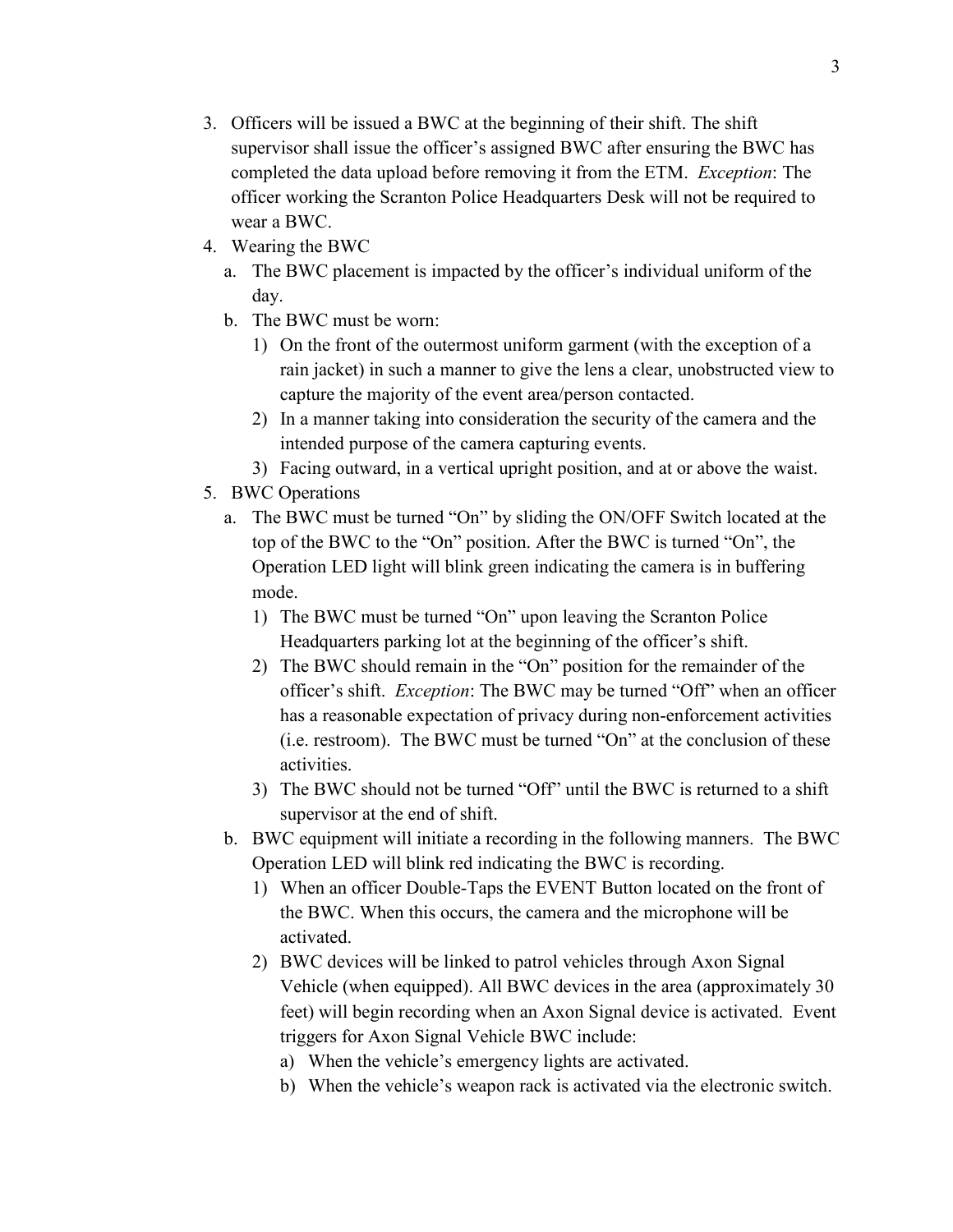3. Officers will be issued a BWC at the beginning of their shift. The shift supervisor shall issue the officer's assigned BWC after ensuring the BWC has completed the data upload before removing it from the ETM. *Exception*: The officer working the Scranton Police Headquarters Desk will not be required to wear a BWC.
4. Wearing the BWC
   a. The BWC placement is impacted by the officer's individual uniform of the day.
   b. The BWC must be worn:
      1) On the front of the outermost uniform garment (with the exception of a rain jacket) in such a manner to give the lens a clear, unobstructed view to capture the majority of the event area/person contacted.
      2) In a manner taking into consideration the security of the camera and the intended purpose of the camera capturing events.
      3) Facing outward, in a vertical upright position, and at or above the waist.
5. BWC Operations
   a. The BWC must be turned "On" by sliding the ON/OFF Switch located at the top of the BWC to the "On" position. After the BWC is turned "On", the Operation LED light will blink green indicating the camera is in buffering mode.
      1) The BWC must be turned "On" upon leaving the Scranton Police Headquarters parking lot at the beginning of the officer's shift.
      2) The BWC should remain in the "On" position for the remainder of the officer's shift. *Exception*: The BWC may be turned "Off" when an officer has a reasonable expectation of privacy during non-enforcement activities (i.e. restroom). The BWC must be turned "On" at the conclusion of these activities.
      3) The BWC should not be turned "Off" until the BWC is returned to a shift supervisor at the end of shift.
   b. BWC equipment will initiate a recording in the following manners. The BWC Operation LED will blink red indicating the BWC is recording.
      1) When an officer Double-Taps the EVENT Button located on the front of the BWC. When this occurs, the camera and the microphone will be activated.
      2) BWC devices will be linked to patrol vehicles through Axon Signal Vehicle (when equipped). All BWC devices in the area (approximately 30 feet) will begin recording when an Axon Signal device is activated. Event triggers for Axon Signal Vehicle BWC include:
         a) When the vehicle's emergency lights are activated.
         b) When the vehicle's weapon rack is activated via the electronic switch.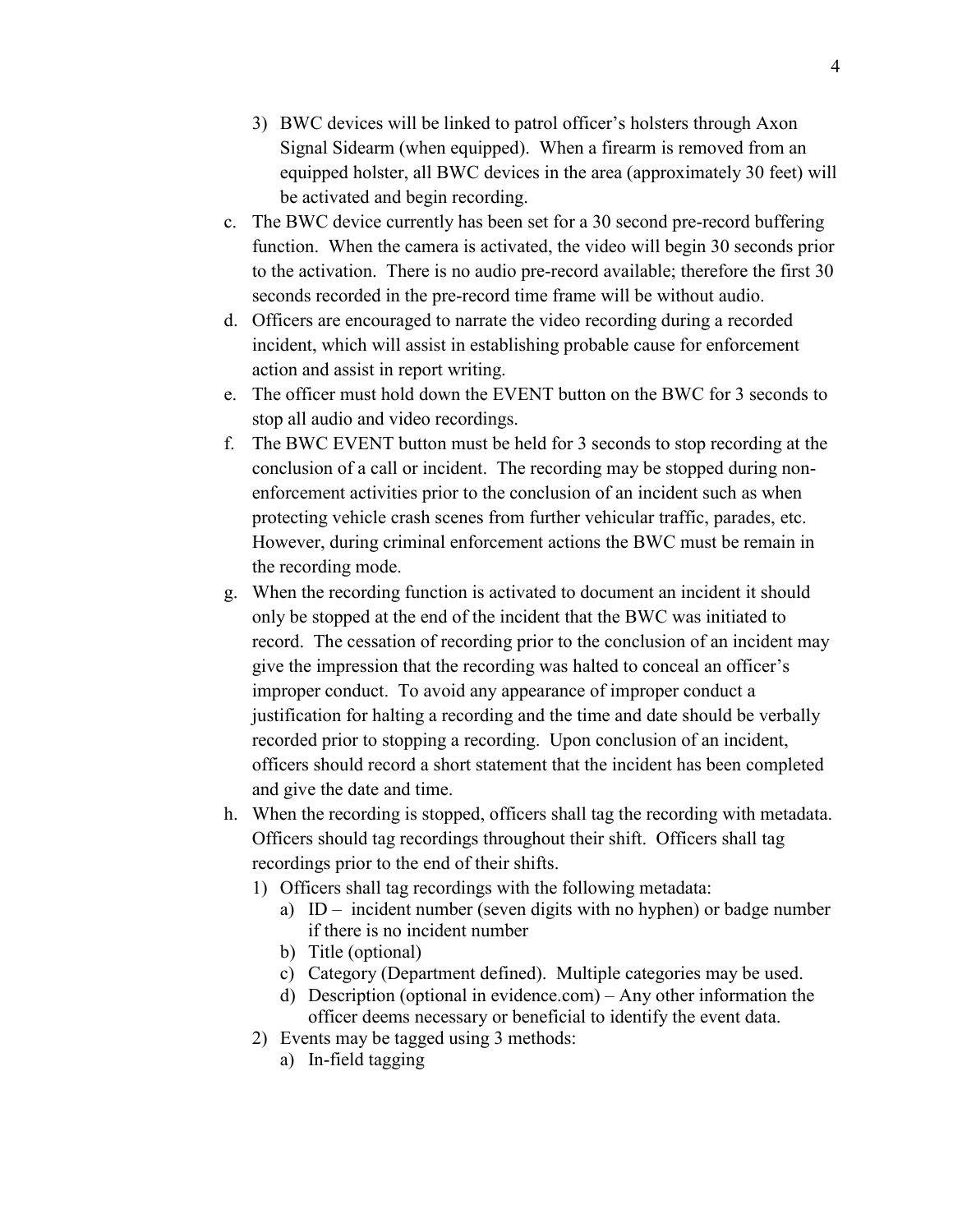3) BWC devices will be linked to patrol officer's holsters through Axon Signal Sidearm (when equipped). When a firearm is removed from an equipped holster, all BWC devices in the area (approximately 30 feet) will be activated and begin recording.

c. The BWC device currently has been set for a 30 second pre-record buffering function. When the camera is activated, the video will begin 30 seconds prior to the activation. There is no audio pre-record available; therefore the first 30 seconds recorded in the pre-record time frame will be without audio.

d. Officers are encouraged to narrate the video recording during a recorded incident, which will assist in establishing probable cause for enforcement action and assist in report writing.

e. The officer must hold down the EVENT button on the BWC for 3 seconds to stop all audio and video recordings.

f. The BWC EVENT button must be held for 3 seconds to stop recording at the conclusion of a call or incident. The recording may be stopped during non-enforcement activities prior to the conclusion of an incident such as when protecting vehicle crash scenes from further vehicular traffic, parades, etc. However, during criminal enforcement actions the BWC must be remain in the recording mode.

g. When the recording function is activated to document an incident it should only be stopped at the end of the incident that the BWC was initiated to record. The cessation of recording prior to the conclusion of an incident may give the impression that the recording was halted to conceal an officer's improper conduct. To avoid any appearance of improper conduct a justification for halting a recording and the time and date should be verbally recorded prior to stopping a recording. Upon conclusion of an incident, officers should record a short statement that the incident has been completed and give the date and time.

h. When the recording is stopped, officers shall tag the recording with metadata. Officers should tag recordings throughout their shift. Officers shall tag recordings prior to the end of their shifts.

   1) Officers shall tag recordings with the following metadata:
      a) ID – incident number (seven digits with no hyphen) or badge number if there is no incident number
      b) Title (optional)
      c) Category (Department defined). Multiple categories may be used.
      d) Description (optional in evidence.com) – Any other information the officer deems necessary or beneficial to identify the event data.
   2) Events may be tagged using 3 methods:
      a) In-field tagging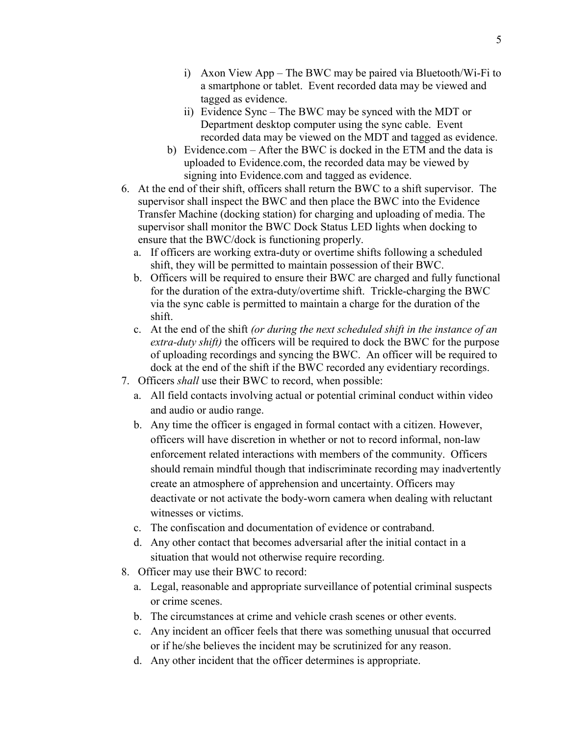- i) Axon View App – The BWC may be paired via Bluetooth/Wi-Fi to a smartphone or tablet. Event recorded data may be viewed and tagged as evidence.
   - ii) Evidence Sync – The BWC may be synced with the MDT or Department desktop computer using the sync cable. Event recorded data may be viewed on the MDT and tagged as evidence.

   b) Evidence.com – After the BWC is docked in the ETM and the data is uploaded to Evidence.com, the recorded data may be viewed by signing into Evidence.com and tagged as evidence.

6. At the end of their shift, officers shall return the BWC to a shift supervisor. The supervisor shall inspect the BWC and then place the BWC into the Evidence Transfer Machine (docking station) for charging and uploading of media. The supervisor shall monitor the BWC Dock Status LED lights when docking to ensure that the BWC/dock is functioning properly.
   a. If officers are working extra-duty or overtime shifts following a scheduled shift, they will be permitted to maintain possession of their BWC.
   b. Officers will be required to ensure their BWC are charged and fully functional for the duration of the extra-duty/overtime shift. Trickle-charging the BWC via the sync cable is permitted to maintain a charge for the duration of the shift.
   c. At the end of the shift *(or during the next scheduled shift in the instance of an extra-duty shift)* the officers will be required to dock the BWC for the purpose of uploading recordings and syncing the BWC. An officer will be required to dock at the end of the shift if the BWC recorded any evidentiary recordings.
7. Officers *shall* use their BWC to record, when possible:
   a. All field contacts involving actual or potential criminal conduct within video and audio or audio range.
   b. Any time the officer is engaged in formal contact with a citizen. However, officers will have discretion in whether or not to record informal, non-law enforcement related interactions with members of the community. Officers should remain mindful though that indiscriminate recording may inadvertently create an atmosphere of apprehension and uncertainty. Officers may deactivate or not activate the body-worn camera when dealing with reluctant witnesses or victims.
   c. The confiscation and documentation of evidence or contraband.
   d. Any other contact that becomes adversarial after the initial contact in a situation that would not otherwise require recording.
8. Officer may use their BWC to record:
   a. Legal, reasonable and appropriate surveillance of potential criminal suspects or crime scenes.
   b. The circumstances at crime and vehicle crash scenes or other events.
   c. Any incident an officer feels that there was something unusual that occurred or if he/she believes the incident may be scrutinized for any reason.
   d. Any other incident that the officer determines is appropriate.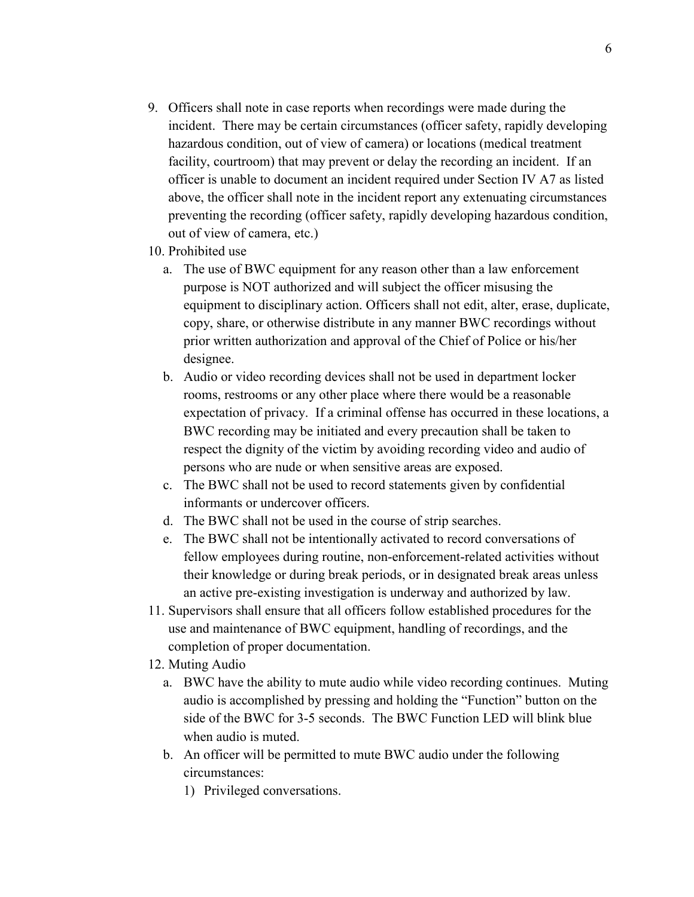9. Officers shall note in case reports when recordings were made during the incident. There may be certain circumstances (officer safety, rapidly developing hazardous condition, out of view of camera) or locations (medical treatment facility, courtroom) that may prevent or delay the recording an incident. If an officer is unable to document an incident required under Section IV A7 as listed above, the officer shall note in the incident report any extenuating circumstances preventing the recording (officer safety, rapidly developing hazardous condition, out of view of camera, etc.)
10. Prohibited use
    a. The use of BWC equipment for any reason other than a law enforcement purpose is NOT authorized and will subject the officer misusing the equipment to disciplinary action. Officers shall not edit, alter, erase, duplicate, copy, share, or otherwise distribute in any manner BWC recordings without prior written authorization and approval of the Chief of Police or his/her designee.
    b. Audio or video recording devices shall not be used in department locker rooms, restrooms or any other place where there would be a reasonable expectation of privacy. If a criminal offense has occurred in these locations, a BWC recording may be initiated and every precaution shall be taken to respect the dignity of the victim by avoiding recording video and audio of persons who are nude or when sensitive areas are exposed.
    c. The BWC shall not be used to record statements given by confidential informants or undercover officers.
    d. The BWC shall not be used in the course of strip searches.
    e. The BWC shall not be intentionally activated to record conversations of fellow employees during routine, non-enforcement-related activities without their knowledge or during break periods, or in designated break areas unless an active pre-existing investigation is underway and authorized by law.
11. Supervisors shall ensure that all officers follow established procedures for the use and maintenance of BWC equipment, handling of recordings, and the completion of proper documentation.
12. Muting Audio
    a. BWC have the ability to mute audio while video recording continues. Muting audio is accomplished by pressing and holding the "Function" button on the side of the BWC for 3-5 seconds. The BWC Function LED will blink blue when audio is muted.
    b. An officer will be permitted to mute BWC audio under the following circumstances:
        1) Privileged conversations.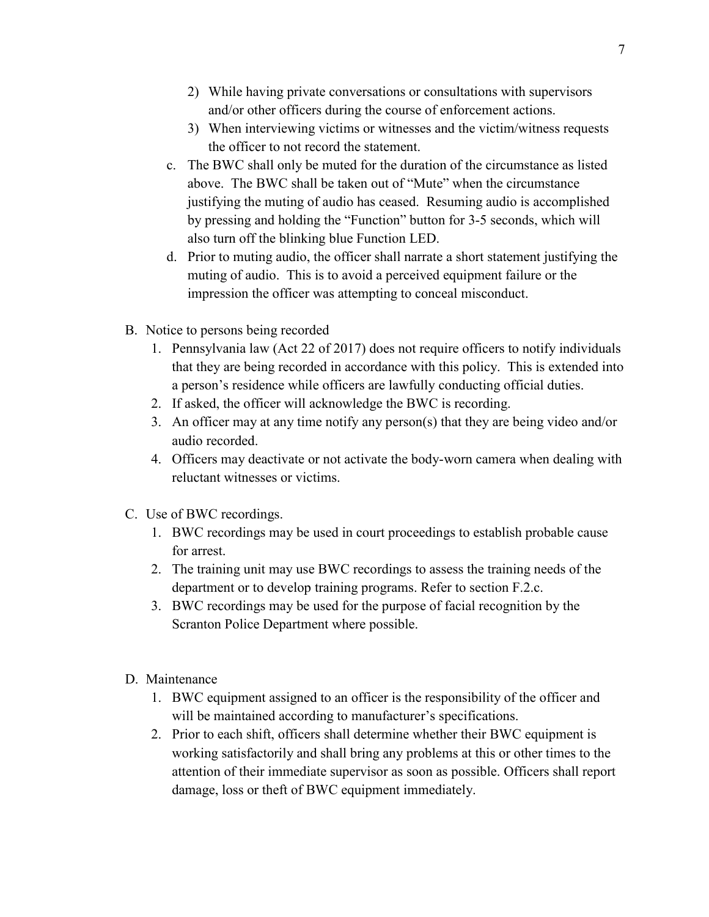2) While having private conversations or consultations with supervisors and/or other officers during the course of enforcement actions.
   3) When interviewing victims or witnesses and the victim/witness requests the officer to not record the statement.

c. The BWC shall only be muted for the duration of the circumstance as listed above. The BWC shall be taken out of "Mute" when the circumstance justifying the muting of audio has ceased. Resuming audio is accomplished by pressing and holding the "Function" button for 3-5 seconds, which will also turn off the blinking blue Function LED.

d. Prior to muting audio, the officer shall narrate a short statement justifying the muting of audio. This is to avoid a perceived equipment failure or the impression the officer was attempting to conceal misconduct.

B. Notice to persons being recorded

1. Pennsylvania law (Act 22 of 2017) does not require officers to notify individuals that they are being recorded in accordance with this policy. This is extended into a person's residence while officers are lawfully conducting official duties.
2. If asked, the officer will acknowledge the BWC is recording.
3. An officer may at any time notify any person(s) that they are being video and/or audio recorded.
4. Officers may deactivate or not activate the body-worn camera when dealing with reluctant witnesses or victims.

C. Use of BWC recordings.

1. BWC recordings may be used in court proceedings to establish probable cause for arrest.
2. The training unit may use BWC recordings to assess the training needs of the department or to develop training programs. Refer to section F.2.c.
3. BWC recordings may be used for the purpose of facial recognition by the Scranton Police Department where possible.

D. Maintenance

1. BWC equipment assigned to an officer is the responsibility of the officer and will be maintained according to manufacturer's specifications.
2. Prior to each shift, officers shall determine whether their BWC equipment is working satisfactorily and shall bring any problems at this or other times to the attention of their immediate supervisor as soon as possible. Officers shall report damage, loss or theft of BWC equipment immediately.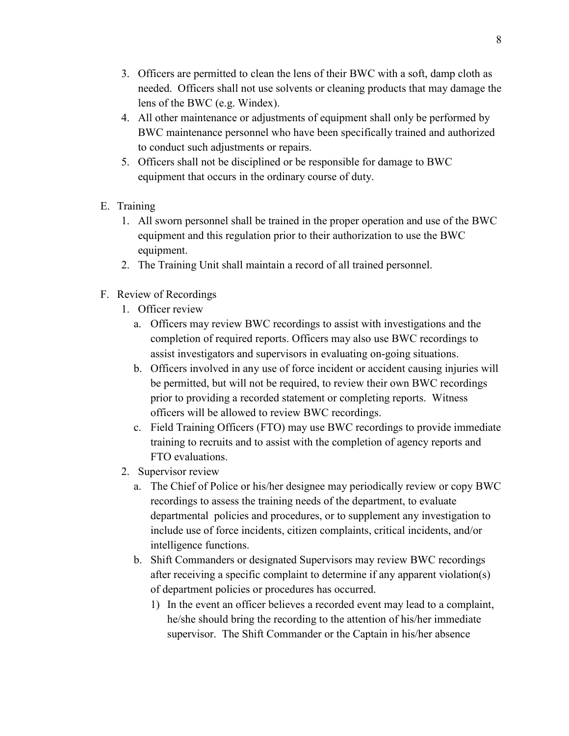3. Officers are permitted to clean the lens of their BWC with a soft, damp cloth as needed. Officers shall not use solvents or cleaning products that may damage the lens of the BWC (e.g. Windex).
4. All other maintenance or adjustments of equipment shall only be performed by BWC maintenance personnel who have been specifically trained and authorized to conduct such adjustments or repairs.
5. Officers shall not be disciplined or be responsible for damage to BWC equipment that occurs in the ordinary course of duty.

E. Training

1. All sworn personnel shall be trained in the proper operation and use of the BWC equipment and this regulation prior to their authorization to use the BWC equipment.
2. The Training Unit shall maintain a record of all trained personnel.

F. Review of Recordings

1. Officer review
   a. Officers may review BWC recordings to assist with investigations and the completion of required reports. Officers may also use BWC recordings to assist investigators and supervisors in evaluating on-going situations.
   b. Officers involved in any use of force incident or accident causing injuries will be permitted, but will not be required, to review their own BWC recordings prior to providing a recorded statement or completing reports. Witness officers will be allowed to review BWC recordings.
   c. Field Training Officers (FTO) may use BWC recordings to provide immediate training to recruits and to assist with the completion of agency reports and FTO evaluations.
2. Supervisor review
   a. The Chief of Police or his/her designee may periodically review or copy BWC recordings to assess the training needs of the department, to evaluate departmental policies and procedures, or to supplement any investigation to include use of force incidents, citizen complaints, critical incidents, and/or intelligence functions.
   b. Shift Commanders or designated Supervisors may review BWC recordings after receiving a specific complaint to determine if any apparent violation(s) of department policies or procedures has occurred.
      1) In the event an officer believes a recorded event may lead to a complaint, he/she should bring the recording to the attention of his/her immediate supervisor. The Shift Commander or the Captain in his/her absence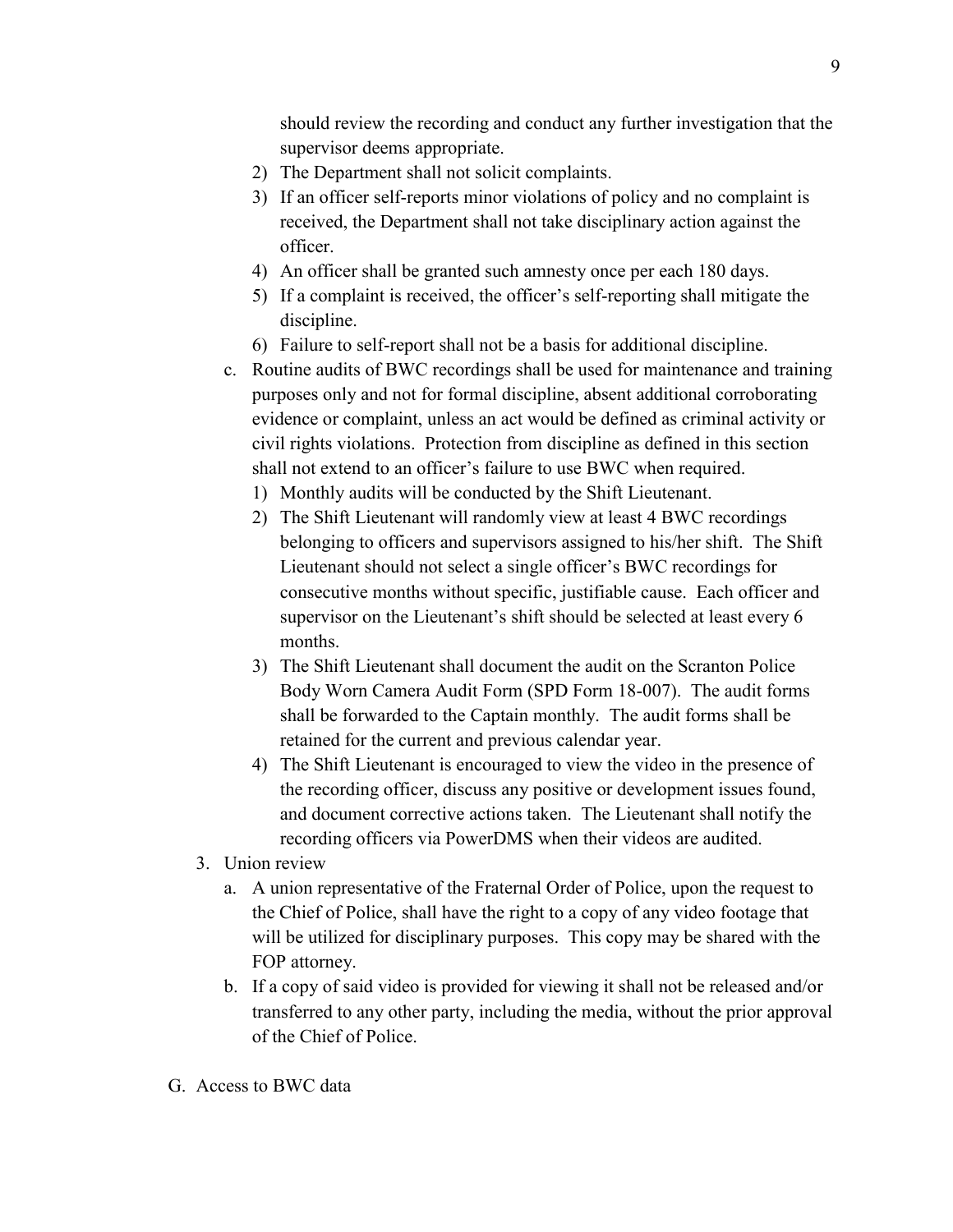should review the recording and conduct any further investigation that the supervisor deems appropriate.

2) The Department shall not solicit complaints.
3) If an officer self-reports minor violations of policy and no complaint is received, the Department shall not take disciplinary action against the officer.
4) An officer shall be granted such amnesty once per each 180 days.
5) If a complaint is received, the officer's self-reporting shall mitigate the discipline.
6) Failure to self-report shall not be a basis for additional discipline.

c. Routine audits of BWC recordings shall be used for maintenance and training purposes only and not for formal discipline, absent additional corroborating evidence or complaint, unless an act would be defined as criminal activity or civil rights violations. Protection from discipline as defined in this section shall not extend to an officer's failure to use BWC when required.

1) Monthly audits will be conducted by the Shift Lieutenant.
2) The Shift Lieutenant will randomly view at least 4 BWC recordings belonging to officers and supervisors assigned to his/her shift. The Shift Lieutenant should not select a single officer's BWC recordings for consecutive months without specific, justifiable cause. Each officer and supervisor on the Lieutenant's shift should be selected at least every 6 months.
3) The Shift Lieutenant shall document the audit on the Scranton Police Body Worn Camera Audit Form (SPD Form 18-007). The audit forms shall be forwarded to the Captain monthly. The audit forms shall be retained for the current and previous calendar year.
4) The Shift Lieutenant is encouraged to view the video in the presence of the recording officer, discuss any positive or development issues found, and document corrective actions taken. The Lieutenant shall notify the recording officers via PowerDMS when their videos are audited.

3. Union review

a. A union representative of the Fraternal Order of Police, upon the request to the Chief of Police, shall have the right to a copy of any video footage that will be utilized for disciplinary purposes. This copy may be shared with the FOP attorney.

b. If a copy of said video is provided for viewing it shall not be released and/or transferred to any other party, including the media, without the prior approval of the Chief of Police.

G. Access to BWC data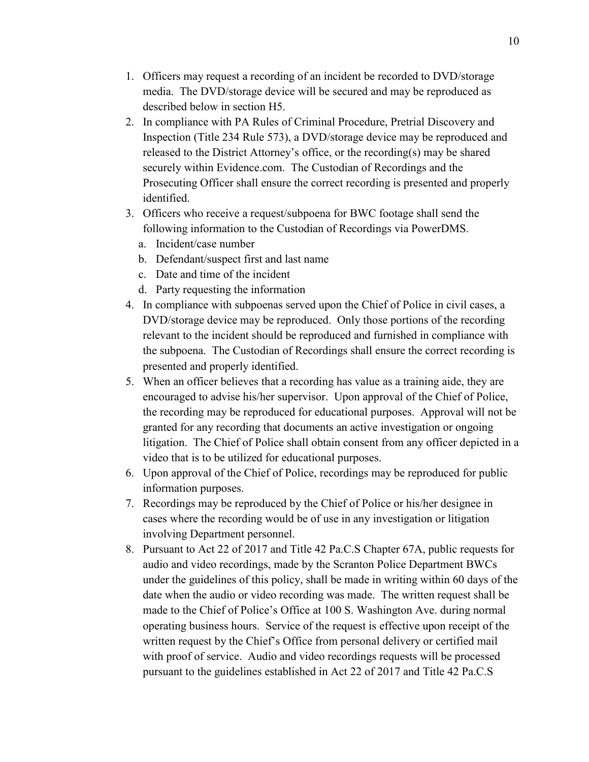1. Officers may request a recording of an incident be recorded to DVD/storage media. The DVD/storage device will be secured and may be reproduced as described below in section H5.
2. In compliance with PA Rules of Criminal Procedure, Pretrial Discovery and Inspection (Title 234 Rule 573), a DVD/storage device may be reproduced and released to the District Attorney's office, or the recording(s) may be shared securely within Evidence.com. The Custodian of Recordings and the Prosecuting Officer shall ensure the correct recording is presented and properly identified.
3. Officers who receive a request/subpoena for BWC footage shall send the following information to the Custodian of Recordings via PowerDMS.
   a. Incident/case number
   b. Defendant/suspect first and last name
   c. Date and time of the incident
   d. Party requesting the information
4. In compliance with subpoenas served upon the Chief of Police in civil cases, a DVD/storage device may be reproduced. Only those portions of the recording relevant to the incident should be reproduced and furnished in compliance with the subpoena. The Custodian of Recordings shall ensure the correct recording is presented and properly identified.
5. When an officer believes that a recording has value as a training aide, they are encouraged to advise his/her supervisor. Upon approval of the Chief of Police, the recording may be reproduced for educational purposes. Approval will not be granted for any recording that documents an active investigation or ongoing litigation. The Chief of Police shall obtain consent from any officer depicted in a video that is to be utilized for educational purposes.
6. Upon approval of the Chief of Police, recordings may be reproduced for public information purposes.
7. Recordings may be reproduced by the Chief of Police or his/her designee in cases where the recording would be of use in any investigation or litigation involving Department personnel.
8. Pursuant to Act 22 of 2017 and Title 42 Pa.C.S Chapter 67A, public requests for audio and video recordings, made by the Scranton Police Department BWCs under the guidelines of this policy, shall be made in writing within 60 days of the date when the audio or video recording was made. The written request shall be made to the Chief of Police's Office at 100 S. Washington Ave. during normal operating business hours. Service of the request is effective upon receipt of the written request by the Chief's Office from personal delivery or certified mail with proof of service. Audio and video recordings requests will be processed pursuant to the guidelines established in Act 22 of 2017 and Title 42 Pa.C.S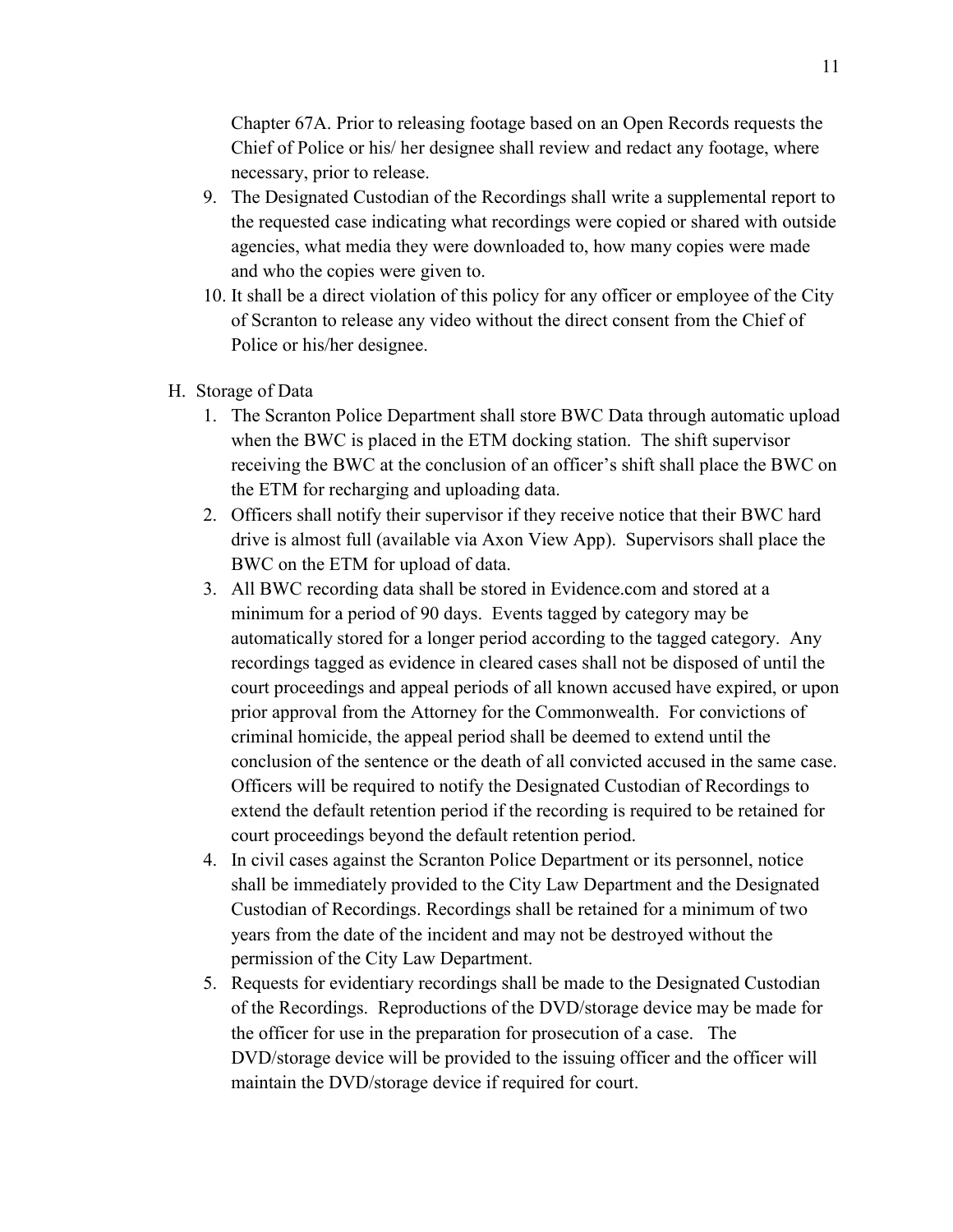Chapter 67A. Prior to releasing footage based on an Open Records requests the Chief of Police or his/ her designee shall review and redact any footage, where necessary, prior to release.

9. The Designated Custodian of the Recordings shall write a supplemental report to the requested case indicating what recordings were copied or shared with outside agencies, what media they were downloaded to, how many copies were made and who the copies were given to.
10. It shall be a direct violation of this policy for any officer or employee of the City of Scranton to release any video without the direct consent from the Chief of Police or his/her designee.

H. Storage of Data

1. The Scranton Police Department shall store BWC Data through automatic upload when the BWC is placed in the ETM docking station. The shift supervisor receiving the BWC at the conclusion of an officer's shift shall place the BWC on the ETM for recharging and uploading data.
2. Officers shall notify their supervisor if they receive notice that their BWC hard drive is almost full (available via Axon View App). Supervisors shall place the BWC on the ETM for upload of data.
3. All BWC recording data shall be stored in Evidence.com and stored at a minimum for a period of 90 days. Events tagged by category may be automatically stored for a longer period according to the tagged category. Any recordings tagged as evidence in cleared cases shall not be disposed of until the court proceedings and appeal periods of all known accused have expired, or upon prior approval from the Attorney for the Commonwealth. For convictions of criminal homicide, the appeal period shall be deemed to extend until the conclusion of the sentence or the death of all convicted accused in the same case. Officers will be required to notify the Designated Custodian of Recordings to extend the default retention period if the recording is required to be retained for court proceedings beyond the default retention period.
4. In civil cases against the Scranton Police Department or its personnel, notice shall be immediately provided to the City Law Department and the Designated Custodian of Recordings. Recordings shall be retained for a minimum of two years from the date of the incident and may not be destroyed without the permission of the City Law Department.
5. Requests for evidentiary recordings shall be made to the Designated Custodian of the Recordings. Reproductions of the DVD/storage device may be made for the officer for use in the preparation for prosecution of a case. The DVD/storage device will be provided to the issuing officer and the officer will maintain the DVD/storage device if required for court.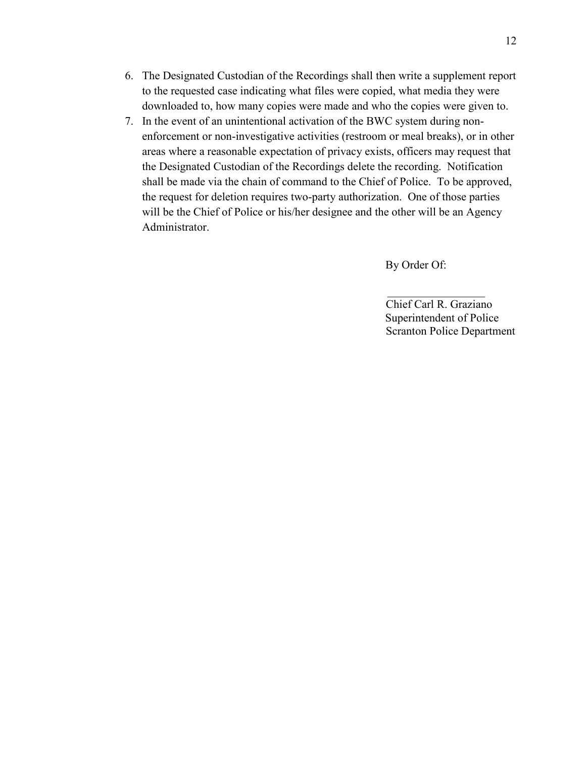6. The Designated Custodian of the Recordings shall then write a supplement report to the requested case indicating what files were copied, what media they were downloaded to, how many copies were made and who the copies were given to.
7. In the event of an unintentional activation of the BWC system during non-enforcement or non-investigative activities (restroom or meal breaks), or in other areas where a reasonable expectation of privacy exists, officers may request that the Designated Custodian of the Recordings delete the recording. Notification shall be made via the chain of command to the Chief of Police. To be approved, the request for deletion requires two-party authorization. One of those parties will be the Chief of Police or his/her designee and the other will be an Agency Administrator.

By Order Of:

\_\_\_\_\_\_\_\_\_\_\_\_\_\_\_\_\_\_

Chief Carl R. Graziano
Superintendent of Police
Scranton Police Department